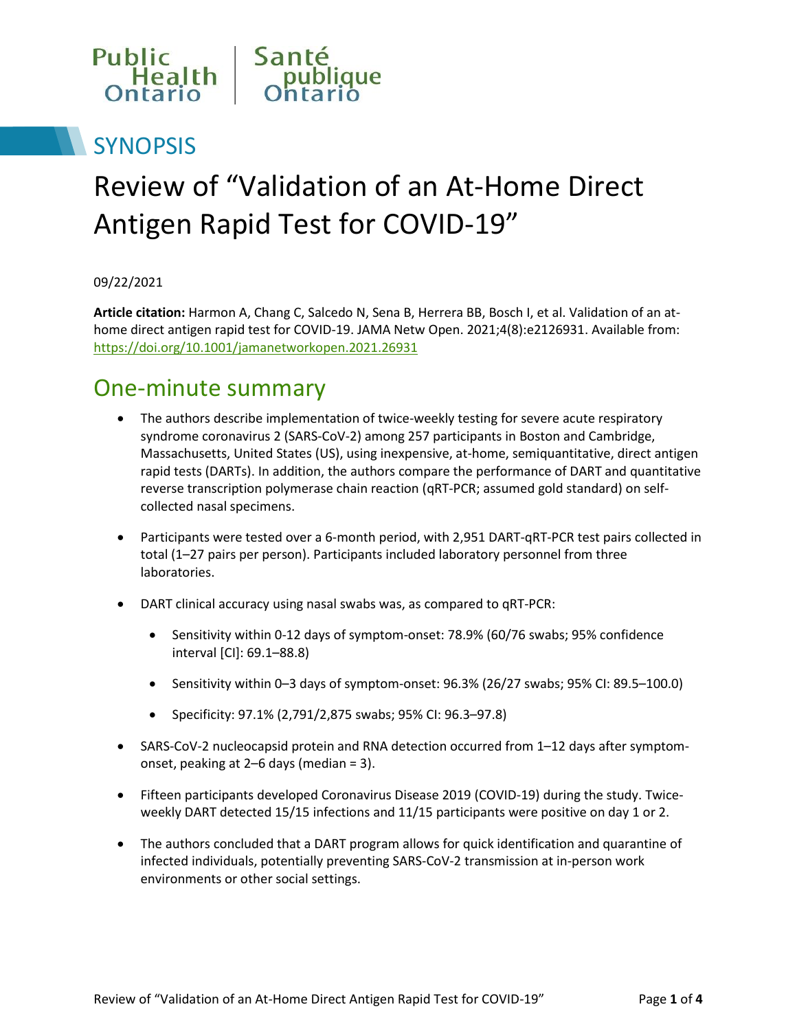Public Health Ontario | Santé publique Ontario

# SYNOPSIS

# Review of "Validation of an At-Home Direct Antigen Rapid Test for COVID-19"

09/22/2021

**Article citation:** Harmon A, Chang C, Salcedo N, Sena B, Herrera BB, Bosch I, et al. Validation of an at-home direct antigen rapid test for COVID-19. JAMA Netw Open. 2021;4(8):e2126931. Available from: https://doi.org/10.1001/jamanetworkopen.2021.26931

## One-minute summary

- The authors describe implementation of twice-weekly testing for severe acute respiratory syndrome coronavirus 2 (SARS-CoV-2) among 257 participants in Boston and Cambridge, Massachusetts, United States (US), using inexpensive, at-home, semiquantitative, direct antigen rapid tests (DARTs). In addition, the authors compare the performance of DART and quantitative reverse transcription polymerase chain reaction (qRT-PCR; assumed gold standard) on self-collected nasal specimens.
- Participants were tested over a 6-month period, with 2,951 DART-qRT-PCR test pairs collected in total (1–27 pairs per person). Participants included laboratory personnel from three laboratories.
- DART clinical accuracy using nasal swabs was, as compared to qRT-PCR:
  - Sensitivity within 0-12 days of symptom-onset: 78.9% (60/76 swabs; 95% confidence interval [CI]: 69.1–88.8)
  - Sensitivity within 0–3 days of symptom-onset: 96.3% (26/27 swabs; 95% CI: 89.5–100.0)
  - Specificity: 97.1% (2,791/2,875 swabs; 95% CI: 96.3–97.8)
- SARS-CoV-2 nucleocapsid protein and RNA detection occurred from 1–12 days after symptom-onset, peaking at 2–6 days (median = 3).
- Fifteen participants developed Coronavirus Disease 2019 (COVID-19) during the study. Twice-weekly DART detected 15/15 infections and 11/15 participants were positive on day 1 or 2.
- The authors concluded that a DART program allows for quick identification and quarantine of infected individuals, potentially preventing SARS-CoV-2 transmission at in-person work environments or other social settings.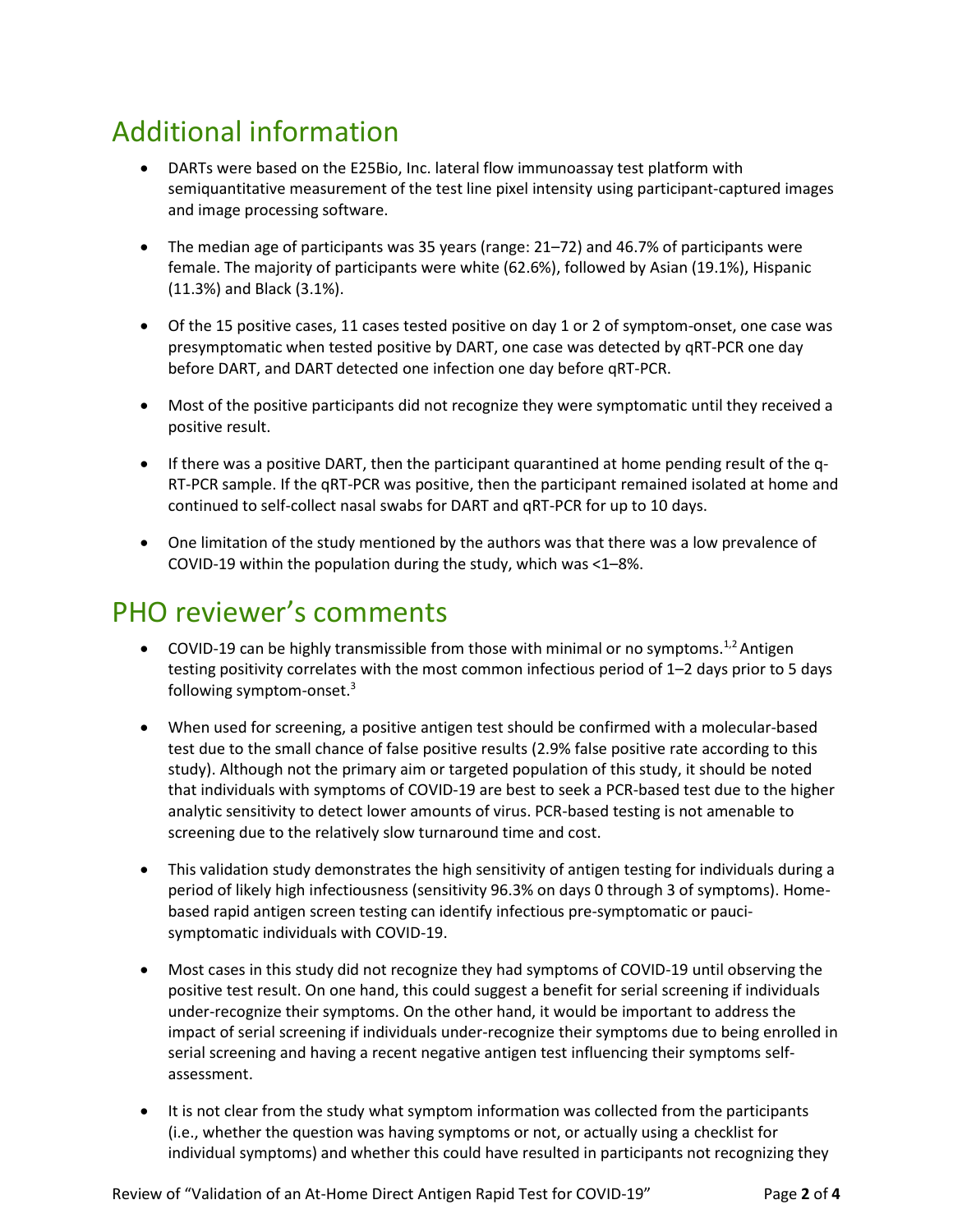## Additional information

- DARTs were based on the E25Bio, Inc. lateral flow immunoassay test platform with semiquantitative measurement of the test line pixel intensity using participant-captured images and image processing software.
- The median age of participants was 35 years (range: 21–72) and 46.7% of participants were female. The majority of participants were white (62.6%), followed by Asian (19.1%), Hispanic (11.3%) and Black (3.1%).
- Of the 15 positive cases, 11 cases tested positive on day 1 or 2 of symptom-onset, one case was presymptomatic when tested positive by DART, one case was detected by qRT-PCR one day before DART, and DART detected one infection one day before qRT-PCR.
- Most of the positive participants did not recognize they were symptomatic until they received a positive result.
- If there was a positive DART, then the participant quarantined at home pending result of the q-RT-PCR sample. If the qRT-PCR was positive, then the participant remained isolated at home and continued to self-collect nasal swabs for DART and qRT-PCR for up to 10 days.
- One limitation of the study mentioned by the authors was that there was a low prevalence of COVID-19 within the population during the study, which was <1–8%.

## PHO reviewer's comments

- COVID-19 can be highly transmissible from those with minimal or no symptoms.[1,2] Antigen testing positivity correlates with the most common infectious period of 1–2 days prior to 5 days following symptom-onset.[3]
- When used for screening, a positive antigen test should be confirmed with a molecular-based test due to the small chance of false positive results (2.9% false positive rate according to this study). Although not the primary aim or targeted population of this study, it should be noted that individuals with symptoms of COVID-19 are best to seek a PCR-based test due to the higher analytic sensitivity to detect lower amounts of virus. PCR-based testing is not amenable to screening due to the relatively slow turnaround time and cost.
- This validation study demonstrates the high sensitivity of antigen testing for individuals during a period of likely high infectiousness (sensitivity 96.3% on days 0 through 3 of symptoms). Home-based rapid antigen screen testing can identify infectious pre-symptomatic or pauci-symptomatic individuals with COVID-19.
- Most cases in this study did not recognize they had symptoms of COVID-19 until observing the positive test result. On one hand, this could suggest a benefit for serial screening if individuals under-recognize their symptoms. On the other hand, it would be important to address the impact of serial screening if individuals under-recognize their symptoms due to being enrolled in serial screening and having a recent negative antigen test influencing their symptoms self-assessment.
- It is not clear from the study what symptom information was collected from the participants (i.e., whether the question was having symptoms or not, or actually using a checklist for individual symptoms) and whether this could have resulted in participants not recognizing they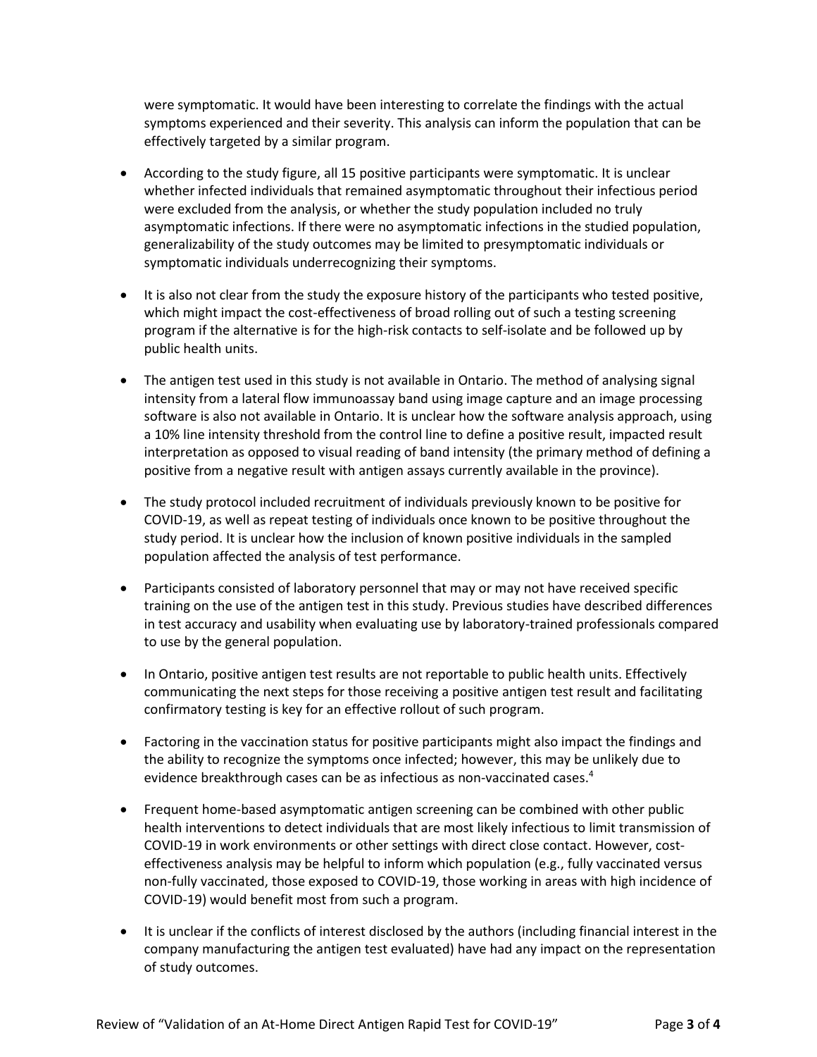were symptomatic. It would have been interesting to correlate the findings with the actual symptoms experienced and their severity. This analysis can inform the population that can be effectively targeted by a similar program.

- According to the study figure, all 15 positive participants were symptomatic. It is unclear whether infected individuals that remained asymptomatic throughout their infectious period were excluded from the analysis, or whether the study population included no truly asymptomatic infections. If there were no asymptomatic infections in the studied population, generalizability of the study outcomes may be limited to presymptomatic individuals or symptomatic individuals underrecognizing their symptoms.

- It is also not clear from the study the exposure history of the participants who tested positive, which might impact the cost-effectiveness of broad rolling out of such a testing screening program if the alternative is for the high-risk contacts to self-isolate and be followed up by public health units.

- The antigen test used in this study is not available in Ontario. The method of analysing signal intensity from a lateral flow immunoassay band using image capture and an image processing software is also not available in Ontario. It is unclear how the software analysis approach, using a 10% line intensity threshold from the control line to define a positive result, impacted result interpretation as opposed to visual reading of band intensity (the primary method of defining a positive from a negative result with antigen assays currently available in the province).

- The study protocol included recruitment of individuals previously known to be positive for COVID-19, as well as repeat testing of individuals once known to be positive throughout the study period. It is unclear how the inclusion of known positive individuals in the sampled population affected the analysis of test performance.

- Participants consisted of laboratory personnel that may or may not have received specific training on the use of the antigen test in this study. Previous studies have described differences in test accuracy and usability when evaluating use by laboratory-trained professionals compared to use by the general population.

- In Ontario, positive antigen test results are not reportable to public health units. Effectively communicating the next steps for those receiving a positive antigen test result and facilitating confirmatory testing is key for an effective rollout of such program.

- Factoring in the vaccination status for positive participants might also impact the findings and the ability to recognize the symptoms once infected; however, this may be unlikely due to evidence breakthrough cases can be as infectious as non-vaccinated cases.[4]

- Frequent home-based asymptomatic antigen screening can be combined with other public health interventions to detect individuals that are most likely infectious to limit transmission of COVID-19 in work environments or other settings with direct close contact. However, cost-effectiveness analysis may be helpful to inform which population (e.g., fully vaccinated versus non-fully vaccinated, those exposed to COVID-19, those working in areas with high incidence of COVID-19) would benefit most from such a program.

- It is unclear if the conflicts of interest disclosed by the authors (including financial interest in the company manufacturing the antigen test evaluated) have had any impact on the representation of study outcomes.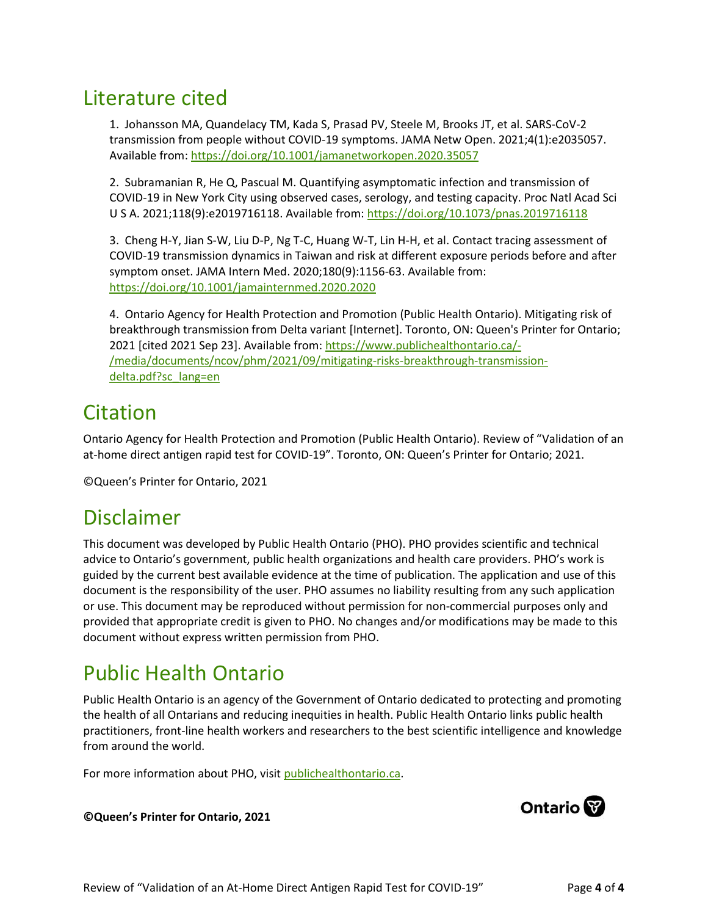## Literature cited

1. Johansson MA, Quandelacy TM, Kada S, Prasad PV, Steele M, Brooks JT, et al. SARS-CoV-2 transmission from people without COVID-19 symptoms. JAMA Netw Open. 2021;4(1):e2035057. Available from: https://doi.org/10.1001/jamanetworkopen.2020.35057

2. Subramanian R, He Q, Pascual M. Quantifying asymptomatic infection and transmission of COVID-19 in New York City using observed cases, serology, and testing capacity. Proc Natl Acad Sci U S A. 2021;118(9):e2019716118. Available from: https://doi.org/10.1073/pnas.2019716118

3. Cheng H-Y, Jian S-W, Liu D-P, Ng T-C, Huang W-T, Lin H-H, et al. Contact tracing assessment of COVID-19 transmission dynamics in Taiwan and risk at different exposure periods before and after symptom onset. JAMA Intern Med. 2020;180(9):1156-63. Available from: https://doi.org/10.1001/jamainternmed.2020.2020

4. Ontario Agency for Health Protection and Promotion (Public Health Ontario). Mitigating risk of breakthrough transmission from Delta variant [Internet]. Toronto, ON: Queen's Printer for Ontario; 2021 [cited 2021 Sep 23]. Available from: https://www.publichealthontario.ca/-/media/documents/ncov/phm/2021/09/mitigating-risks-breakthrough-transmission-delta.pdf?sc_lang=en

## Citation

Ontario Agency for Health Protection and Promotion (Public Health Ontario). Review of "Validation of an at-home direct antigen rapid test for COVID-19". Toronto, ON: Queen's Printer for Ontario; 2021.

©Queen's Printer for Ontario, 2021

## Disclaimer

This document was developed by Public Health Ontario (PHO). PHO provides scientific and technical advice to Ontario's government, public health organizations and health care providers. PHO's work is guided by the current best available evidence at the time of publication. The application and use of this document is the responsibility of the user. PHO assumes no liability resulting from any such application or use. This document may be reproduced without permission for non-commercial purposes only and provided that appropriate credit is given to PHO. No changes and/or modifications may be made to this document without express written permission from PHO.

## Public Health Ontario

Public Health Ontario is an agency of the Government of Ontario dedicated to protecting and promoting the health of all Ontarians and reducing inequities in health. Public Health Ontario links public health practitioners, front-line health workers and researchers to the best scientific intelligence and knowledge from around the world.

For more information about PHO, visit publichealthontario.ca.

**©Queen's Printer for Ontario, 2021**

Ontario